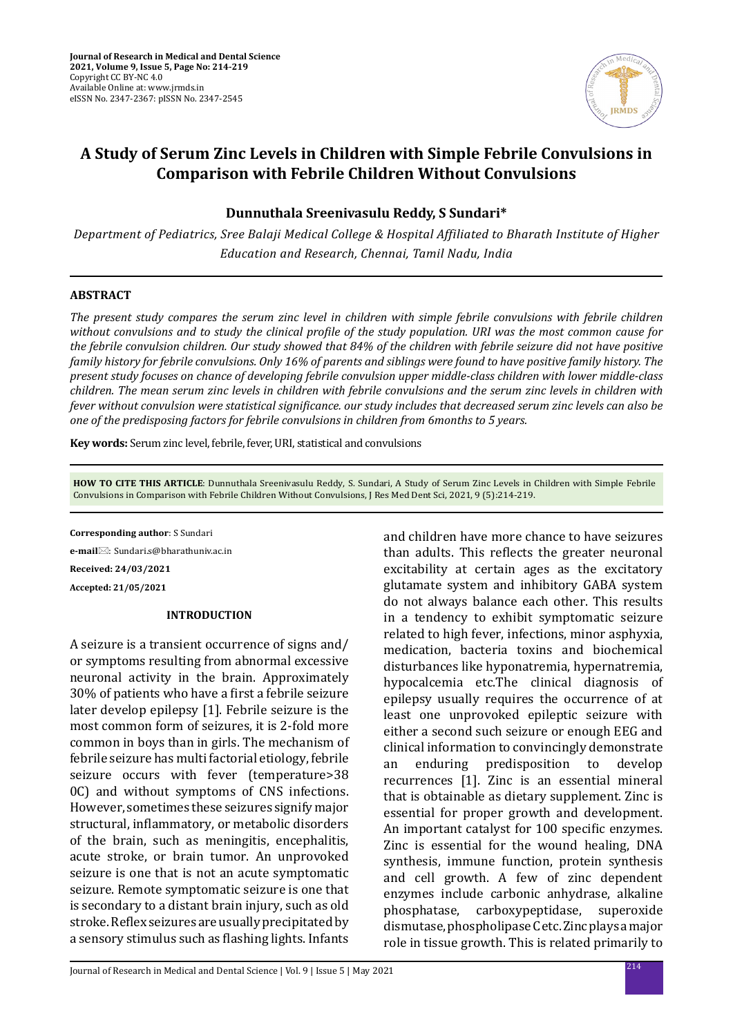# A Study of Serum Zinc Levels in Children with Simple Febrile Convulsions in Comparison with Febrile Children Without Convulsions

**Dunnuthala Sreenivasulu Reddy, S Sundari***

*Department of Pediatrics, Sree Balaji Medical College & Hospital Affiliated to Bharath Institute of Higher Education and Research, Chennai, Tamil Nadu, India*

## ABSTRACT

*The present study compares the serum zinc level in children with simple febrile convulsions with febrile children without convulsions and to study the clinical profile of the study population. URI was the most common cause for the febrile convulsion children. Our study showed that 84% of the children with febrile seizure did not have positive family history for febrile convulsions. Only 16% of parents and siblings were found to have positive family history. The present study focuses on chance of developing febrile convulsion upper middle-class children with lower middle-class children. The mean serum zinc levels in children with febrile convulsions and the serum zinc levels in children with fever without convulsion were statistical significance. our study includes that decreased serum zinc levels can also be one of the predisposing factors for febrile convulsions in children from 6months to 5 years.*

**Key words:** Serum zinc level, febrile, fever, URI, statistical and convulsions

**HOW TO CITE THIS ARTICLE**: Dunnuthala Sreenivasulu Reddy, S. Sundari, A Study of Serum Zinc Levels in Children with Simple Febrile Convulsions in Comparison with Febrile Children Without Convulsions, J Res Med Dent Sci, 2021, 9 (5):214-219.

**Corresponding author**: S Sundari

**e-mail**: Sundari.s@bharathuniv.ac.in

**Received: 24/03/2021**

**Accepted: 21/05/2021**

## INTRODUCTION

A seizure is a transient occurrence of signs and/or symptoms resulting from abnormal excessive neuronal activity in the brain. Approximately 30% of patients who have a first a febrile seizure later develop epilepsy [1]. Febrile seizure is the most common form of seizures, it is 2-fold more common in boys than in girls. The mechanism of febrile seizure has multi factorial etiology, febrile seizure occurs with fever (temperature>38 0C) and without symptoms of CNS infections. However, sometimes these seizures signify major structural, inflammatory, or metabolic disorders of the brain, such as meningitis, encephalitis, acute stroke, or brain tumor. An unprovoked seizure is one that is not an acute symptomatic seizure. Remote symptomatic seizure is one that is secondary to a distant brain injury, such as old stroke. Reflex seizures are usually precipitated by a sensory stimulus such as flashing lights. Infants and children have more chance to have seizures than adults. This reflects the greater neuronal excitability at certain ages as the excitatory glutamate system and inhibitory GABA system do not always balance each other. This results in a tendency to exhibit symptomatic seizure related to high fever, infections, minor asphyxia, medication, bacteria toxins and biochemical disturbances like hyponatremia, hypernatremia, hypocalcemia etc.The clinical diagnosis of epilepsy usually requires the occurrence of at least one unprovoked epileptic seizure with either a second such seizure or enough EEG and clinical information to convincingly demonstrate an enduring predisposition to develop recurrences [1]. Zinc is an essential mineral that is obtainable as dietary supplement. Zinc is essential for proper growth and development. An important catalyst for 100 specific enzymes. Zinc is essential for the wound healing, DNA synthesis, immune function, protein synthesis and cell growth. A few of zinc dependent enzymes include carbonic anhydrase, alkaline phosphatase, carboxypeptidase, superoxide dismutase, phospholipase C etc. Zinc plays a major role in tissue growth. This is related primarily to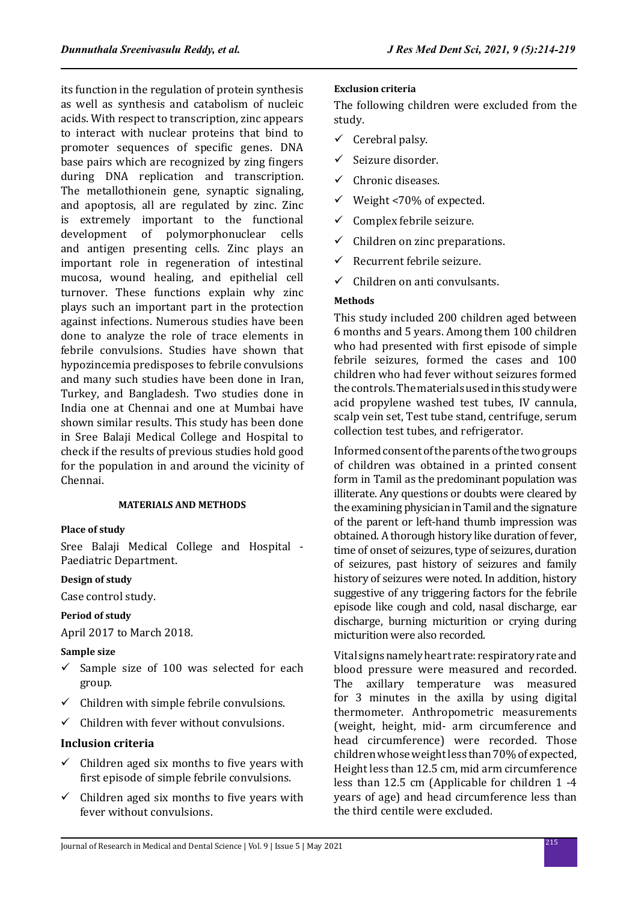its function in the regulation of protein synthesis as well as synthesis and catabolism of nucleic acids. With respect to transcription, zinc appears to interact with nuclear proteins that bind to promoter sequences of specific genes. DNA base pairs which are recognized by zing fingers during DNA replication and transcription. The metallothionein gene, synaptic signaling, and apoptosis, all are regulated by zinc. Zinc is extremely important to the functional development of polymorphonuclear cells and antigen presenting cells. Zinc plays an important role in regeneration of intestinal mucosa, wound healing, and epithelial cell turnover. These functions explain why zinc plays such an important part in the protection against infections. Numerous studies have been done to analyze the role of trace elements in febrile convulsions. Studies have shown that hypozincemia predisposes to febrile convulsions and many such studies have been done in Iran, Turkey, and Bangladesh. Two studies done in India one at Chennai and one at Mumbai have shown similar results. This study has been done in Sree Balaji Medical College and Hospital to check if the results of previous studies hold good for the population in and around the vicinity of Chennai.

## MATERIALS AND METHODS

### Place of study

Sree Balaji Medical College and Hospital - Paediatric Department.

### Design of study

Case control study.

### Period of study

April 2017 to March 2018.

### Sample size

- ✓ Sample size of 100 was selected for each group.
- ✓ Children with simple febrile convulsions.
- ✓ Children with fever without convulsions.

### Inclusion criteria

- ✓ Children aged six months to five years with first episode of simple febrile convulsions.
- ✓ Children aged six months to five years with fever without convulsions.

### Exclusion criteria

The following children were excluded from the study.

- ✓ Cerebral palsy.
- ✓ Seizure disorder.
- ✓ Chronic diseases.
- ✓ Weight <70% of expected.
- ✓ Complex febrile seizure.
- ✓ Children on zinc preparations.
- ✓ Recurrent febrile seizure.
- ✓ Children on anti convulsants.

### Methods

This study included 200 children aged between 6 months and 5 years. Among them 100 children who had presented with first episode of simple febrile seizures, formed the cases and 100 children who had fever without seizures formed the controls. The materials used in this study were acid propylene washed test tubes, IV cannula, scalp vein set, Test tube stand, centrifuge, serum collection test tubes, and refrigerator.

Informed consent of the parents of the two groups of children was obtained in a printed consent form in Tamil as the predominant population was illiterate. Any questions or doubts were cleared by the examining physician in Tamil and the signature of the parent or left-hand thumb impression was obtained. A thorough history like duration of fever, time of onset of seizures, type of seizures, duration of seizures, past history of seizures and family history of seizures were noted. In addition, history suggestive of any triggering factors for the febrile episode like cough and cold, nasal discharge, ear discharge, burning micturition or crying during micturition were also recorded.

Vital signs namely heart rate: respiratory rate and blood pressure were measured and recorded. The axillary temperature was measured for 3 minutes in the axilla by using digital thermometer. Anthropometric measurements (weight, height, mid- arm circumference and head circumference) were recorded. Those children whose weight less than 70% of expected, Height less than 12.5 cm, mid arm circumference less than 12.5 cm (Applicable for children 1 -4 years of age) and head circumference less than the third centile were excluded.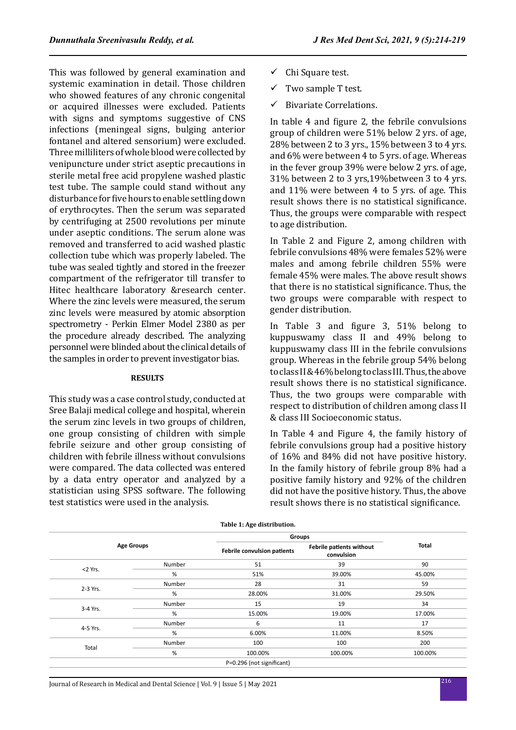This was followed by general examination and systemic examination in detail. Those children who showed features of any chronic congenital or acquired illnesses were excluded. Patients with signs and symptoms suggestive of CNS infections (meningeal signs, bulging anterior fontanel and altered sensorium) were excluded. Three milliliters of whole blood were collected by venipuncture under strict aseptic precautions in sterile metal free acid propylene washed plastic test tube. The sample could stand without any disturbance for five hours to enable settling down of erythrocytes. Then the serum was separated by centrifuging at 2500 revolutions per minute under aseptic conditions. The serum alone was removed and transferred to acid washed plastic collection tube which was properly labeled. The tube was sealed tightly and stored in the freezer compartment of the refrigerator till transfer to Hitec healthcare laboratory &research center. Where the zinc levels were measured, the serum zinc levels were measured by atomic absorption spectrometry - Perkin Elmer Model 2380 as per the procedure already described. The analyzing personnel were blinded about the clinical details of the samples in order to prevent investigator bias.

## RESULTS

This study was a case control study, conducted at Sree Balaji medical college and hospital, wherein the serum zinc levels in two groups of children, one group consisting of children with simple febrile seizure and other group consisting of children with febrile illness without convulsions were compared. The data collected was entered by a data entry operator and analyzed by a statistician using SPSS software. The following test statistics were used in the analysis.

- ✓ Chi Square test.
- ✓ Two sample T test.
- ✓ Bivariate Correlations.

In table 4 and figure 2, the febrile convulsions group of children were 51% below 2 yrs. of age, 28% between 2 to 3 yrs., 15% between 3 to 4 yrs. and 6% were between 4 to 5 yrs. of age. Whereas in the fever group 39% were below 2 yrs. of age, 31% between 2 to 3 yrs,19%between 3 to 4 yrs. and 11% were between 4 to 5 yrs. of age. This result shows there is no statistical significance. Thus, the groups were comparable with respect to age distribution.

In Table 2 and Figure 2, among children with febrile convulsions 48% were females 52% were males and among febrile children 55% were female 45% were males. The above result shows that there is no statistical significance. Thus, the two groups were comparable with respect to gender distribution.

In Table 3 and figure 3, 51% belong to kuppuswamy class II and 49% belong to kuppuswamy class III in the febrile convulsions group. Whereas in the febrile group 54% belong to class II & 46% belong to class III. Thus, the above result shows there is no statistical significance. Thus, the two groups were comparable with respect to distribution of children among class II & class III Socioeconomic status.

In Table 4 and Figure 4, the family history of febrile convulsions group had a positive history of 16% and 84% did not have positive history. In the family history of febrile group 8% had a positive family history and 92% of the children did not have the positive history. Thus, the above result shows there is no statistical significance.

**Table 1: Age distribution.**

| Age Groups | | Groups | | Total |
|---|---|---|---|---|
| | | Febrile convulsion patients | Febrile patients without convulsion | |
| <2 Yrs. | Number | 51 | 39 | 90 |
| | % | 51% | 39.00% | 45.00% |
| 2-3 Yrs. | Number | 28 | 31 | 59 |
| | % | 28.00% | 31.00% | 29.50% |
| 3-4 Yrs. | Number | 15 | 19 | 34 |
| | % | 15.00% | 19.00% | 17.00% |
| 4-5 Yrs. | Number | 6 | 11 | 17 |
| | % | 6.00% | 11.00% | 8.50% |
| Total | Number | 100 | 100 | 200 |
| | % | 100.00% | 100.00% | 100.00% |
| P=0.296 (not significant) | | | | |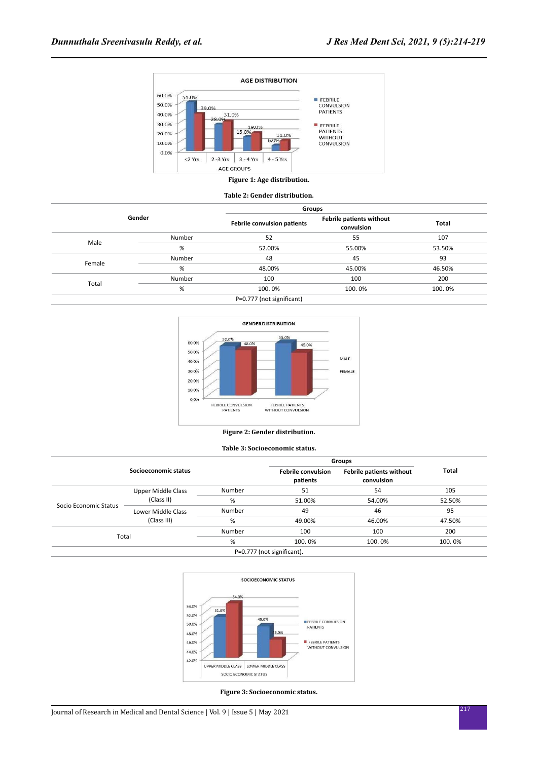AGE DISTRIBUTION

60.0%
50.0%
40.0%
30.0%
20.0%
10.0%
0.0%

51.0%
39.0%
28.0%
31.0%
15.0%
19.0%
6.0%
11.0%

<2 Yrs
2 -3 Yrs
3 - 4 Yrs
4 - 5 Yrs

AGE GROUPS

FEBRILE CONVULSION PATIENTS

FEBRILE PATIENTS WITHOUT CONVULSION

**Figure 1: Age distribution.**

**Table 2: Gender distribution.**

| Gender | | Groups | | |
|---|---|---|---|---|
| | | Febrile convulsion patients | Febrile patients without convulsion | Total |
| Male | Number | 52 | 55 | 107 |
| | % | 52.00% | 55.00% | 53.50% |
| Female | Number | 48 | 45 | 93 |
| | % | 48.00% | 45.00% | 46.50% |
| Total | Number | 100 | 100 | 200 |
| | % | 100. 0% | 100. 0% | 100. 0% |
| P=0.777 (not significant) | | | | |

GENDERDISTRIBUTION

60.0%
50.0%
40.0%
30.0%
20.0%
10.0%
0.0%

52.0%
48.0%
55.0%
45.0%

FEBRILE CONVULSION PATIENTS
FEBRILE PATIENTS WITHOUT CONVULSION

MALE
FEMALE

**Figure 2: Gender distribution.**

**Table 3: Socioeconomic status.**

| Socioeconomic status | | | Groups | | Total |
|---|---|---|---|---|---|
| | | | Febrile convulsion patients | Febrile patients without convulsion | |
| Socio Economic Status | Upper Middle Class (Class II) | Number | 51 | 54 | 105 |
| | | % | 51.00% | 54.00% | 52.50% |
| | Lower Middle Class (Class III) | Number | 49 | 46 | 95 |
| | | % | 49.00% | 46.00% | 47.50% |
| Total | | Number | 100 | 100 | 200 |
| | | % | 100. 0% | 100. 0% | 100. 0% |
| P=0.777 (not significant). | | | | | |

SOCIOECONOMIC STATUS

54.0%
52.0%
50.0%
48.0%
46.0%
44.0%
42.0%

51.0%
54.0%
49.0%
46.0%

UPPER MIDDLE CLASS
LOWER MIDDLE CLASS

SOCIO ECONOMIC STATUS

FEBRILE CONVULSION PATIENTS

FEBRILE PATIENTS WITHOUT CONVULSION

**Figure 3: Socioeconomic status.**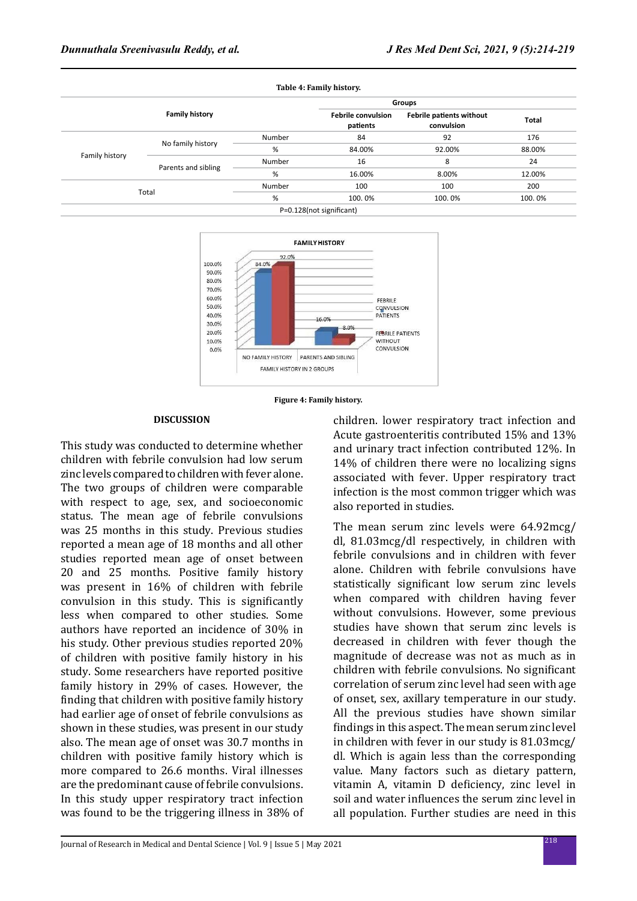**Table 4: Family history.**

| Family history | | | Groups | | |
| --- | --- | --- | --- | --- | --- |
| | | | Febrile convulsion patients | Febrile patients without convulsion | Total |
| Family history | No family history | Number | 84 | 92 | 176 |
| | | % | 84.00% | 92.00% | 88.00% |
| | Parents and sibling | Number | 16 | 8 | 24 |
| | | % | 16.00% | 8.00% | 12.00% |
| Total | | Number | 100 | 100 | 200 |
| | | % | 100. 0% | 100. 0% | 100. 0% |
| P=0.128(not significant) | | | | | |

FAMILY HISTORY

100.0%
90.0%
80.0%
70.0%
60.0%
50.0%
40.0%
30.0%
20.0%
10.0%
0.0%

84.0%
92.0%
16.0%
8.0%

NO FAMILY HISTORY
PARENTS AND SIBLING
FAMILY HISTORY IN 2 GROUPS

FEBRILE CONVULSION PATIENTS
FEBRILE PATIENTS WITHOUT CONVULSION

**Figure 4: Family history.**

## DISCUSSION

This study was conducted to determine whether children with febrile convulsion had low serum zinc levels compared to children with fever alone. The two groups of children were comparable with respect to age, sex, and socioeconomic status. The mean age of febrile convulsions was 25 months in this study. Previous studies reported a mean age of 18 months and all other studies reported mean age of onset between 20 and 25 months. Positive family history was present in 16% of children with febrile convulsion in this study. This is significantly less when compared to other studies. Some authors have reported an incidence of 30% in his study. Other previous studies reported 20% of children with positive family history in his study. Some researchers have reported positive family history in 29% of cases. However, the finding that children with positive family history had earlier age of onset of febrile convulsions as shown in these studies, was present in our study also. The mean age of onset was 30.7 months in children with positive family history which is more compared to 26.6 months. Viral illnesses are the predominant cause of febrile convulsions. In this study upper respiratory tract infection was found to be the triggering illness in 38% of children. lower respiratory tract infection and Acute gastroenteritis contributed 15% and 13% and urinary tract infection contributed 12%. In 14% of children there were no localizing signs associated with fever. Upper respiratory tract infection is the most common trigger which was also reported in studies.

The mean serum zinc levels were 64.92mcg/dl, 81.03mcg/dl respectively, in children with febrile convulsions and in children with fever alone. Children with febrile convulsions have statistically significant low serum zinc levels when compared with children having fever without convulsions. However, some previous studies have shown that serum zinc levels is decreased in children with fever though the magnitude of decrease was not as much as in children with febrile convulsions. No significant correlation of serum zinc level had seen with age of onset, sex, axillary temperature in our study. All the previous studies have shown similar findings in this aspect. The mean serum zinc level in children with fever in our study is 81.03mcg/dl. Which is again less than the corresponding value. Many factors such as dietary pattern, vitamin A, vitamin D deficiency, zinc level in soil and water influences the serum zinc level in all population. Further studies are need in this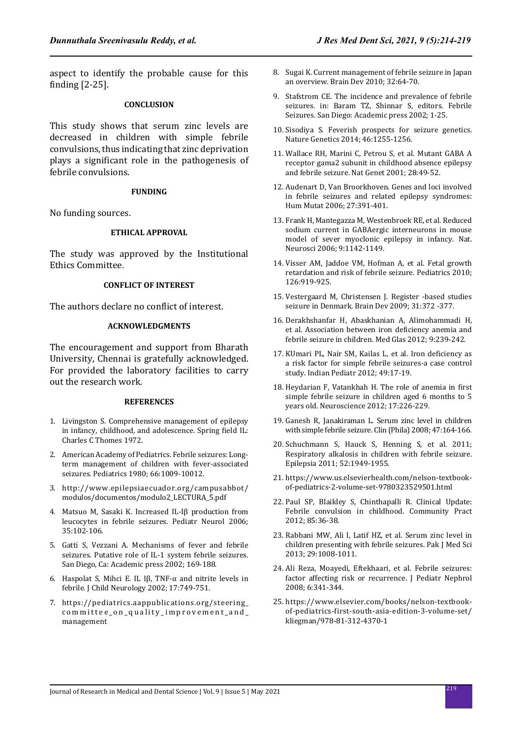aspect to identify the probable cause for this finding [2-25].

## CONCLUSION

This study shows that serum zinc levels are decreased in children with simple febrile convulsions, thus indicating that zinc deprivation plays a significant role in the pathogenesis of febrile convulsions.

## FUNDING

No funding sources.

## ETHICAL APPROVAL

The study was approved by the Institutional Ethics Committee.

## CONFLICT OF INTEREST

The authors declare no conflict of interest.

## ACKNOWLEDGMENTS

The encouragement and support from Bharath University, Chennai is gratefully acknowledged. For provided the laboratory facilities to carry out the research work.

## REFERENCES

1. Livingston S. Comprehensive management of epilepsy in infancy, childhood, and adolescence. Spring field IL: Charles C Thomes 1972.
2. American Academy of Pediatrics. Febrile seizures: Long-term management of children with fever-associated seizures. Pediatrics 1980; 66:1009-10012.
3. http://www.epilepsiaecuador.org/campusabbot/modulos/documentos/modulo2_LECTURA_5.pdf
4. Matsuo M, Sasaki K. Increased IL-Iβ production from leucocytes in febrile seizures. Pediatr Neurol 2006; 35:102-106.
5. Gatti S, Vezzani A. Mechanisms of fever and febrile seizures. Putative role of IL-1 system febrile seizures. San Diego, Ca: Academic press 2002; 169-188.
6. Haspolat S, Mihci E. IL Iβ, TNF-α and nitrite levels in febrile. J Child Neurology 2002; 17:749-751.
7. https://pediatrics.aappublications.org/steering_committee_on_quality_improvement_and_management
8. Sugai K. Current management of febrile seizure in Japan an overview. Brain Dev 2010; 32:64-70.
9. Stafstrom CE. The incidence and prevalence of febrile seizures. in: Baram TZ, Shinnar S, editors. Febrile Seizures. San Diego: Academic press 2002; 1-25.
10. Sisodiya S. Feverish prospects for seizure genetics. Nature Genetics 2014; 46:1255-1256.
11. Wallace RH, Marini C, Petrou S, et al. Mutant GABA A receptor gama2 subunit in childhood absence epilepsy and febrile seizure. Nat Genet 2001; 28:49-52.
12. Audenart D, Van Broorkhoven. Genes and loci involved in febrile seizures and related epilepsy syndromes: Hum Mutat 2006; 27:391-401.
13. Frank H, Mantegazza M, Westenbroek RE, et al. Reduced sodium current in GABAergic interneurons in mouse model of sever myoclonic epilepsy in infancy. Nat. Neurosci 2006; 9:1142-1149.
14. Visser AM, Jaddoe VM, Hofman A, et al. Fetal growth retardation and risk of febrile seizure. Pediatrics 2010; 126:919-925.
15. Vestergaard M, Christensen J. Register -based studies seizure in Denmark. Brain Dev 2009; 31:372 -377.
16. Derakhshanfar H, Abaskhanian A, Alimohammadi H, et al. Association between iron deficiency anemia and febrile seizure in children. Med Glas 2012; 9:239-242.
17. KUmari PL, Nair SM, Kailas L, et al. Iron deficiency as a risk factor for simple febrile seizures-a case control study. Indian Pediatr 2012; 49:17-19.
18. Heydarian F, Vatankhah H. The role of anemia in first simple febrile seizure in children aged 6 months to 5 years old. Neuroscience 2012; 17:226-229.
19. Ganesh R, Janakiraman L. Serum zinc level in children with simple febrile seizure. Clin (Phila) 2008; 47:164-166.
20. Schuchmann S, Hauck S, Henning S, et al. 2011; Respiratory alkalosis in children with febrile seizure. Epilepsia 2011; 52:1949-1955.
21. https://www.us.elsevierhealth.com/nelson-textbook-of-pediatrics-2-volume-set-9780323529501.html
22. Paul SP, Blaikley S, Chinthapalli R. Clinical Update: Febrile convulsion in childhood. Community Pract 2012; 85:36-38.
23. Rabbani MW, Ali l, Latif HZ, et al. Serum zinc level in children presenting with febrile seizures. Pak J Med Sci 2013; 29:1008-1011.
24. Ali Reza, Moayedi, Eftekhaari, et al. Febrile seizures: factor affecting risk or recurrence. J Pediatr Nephrol 2008; 6:341-344.
25. https://www.elsevier.com/books/nelson-textbook-of-pediatrics-first-south-asia-edition-3-volume-set/kliegman/978-81-312-4370-1